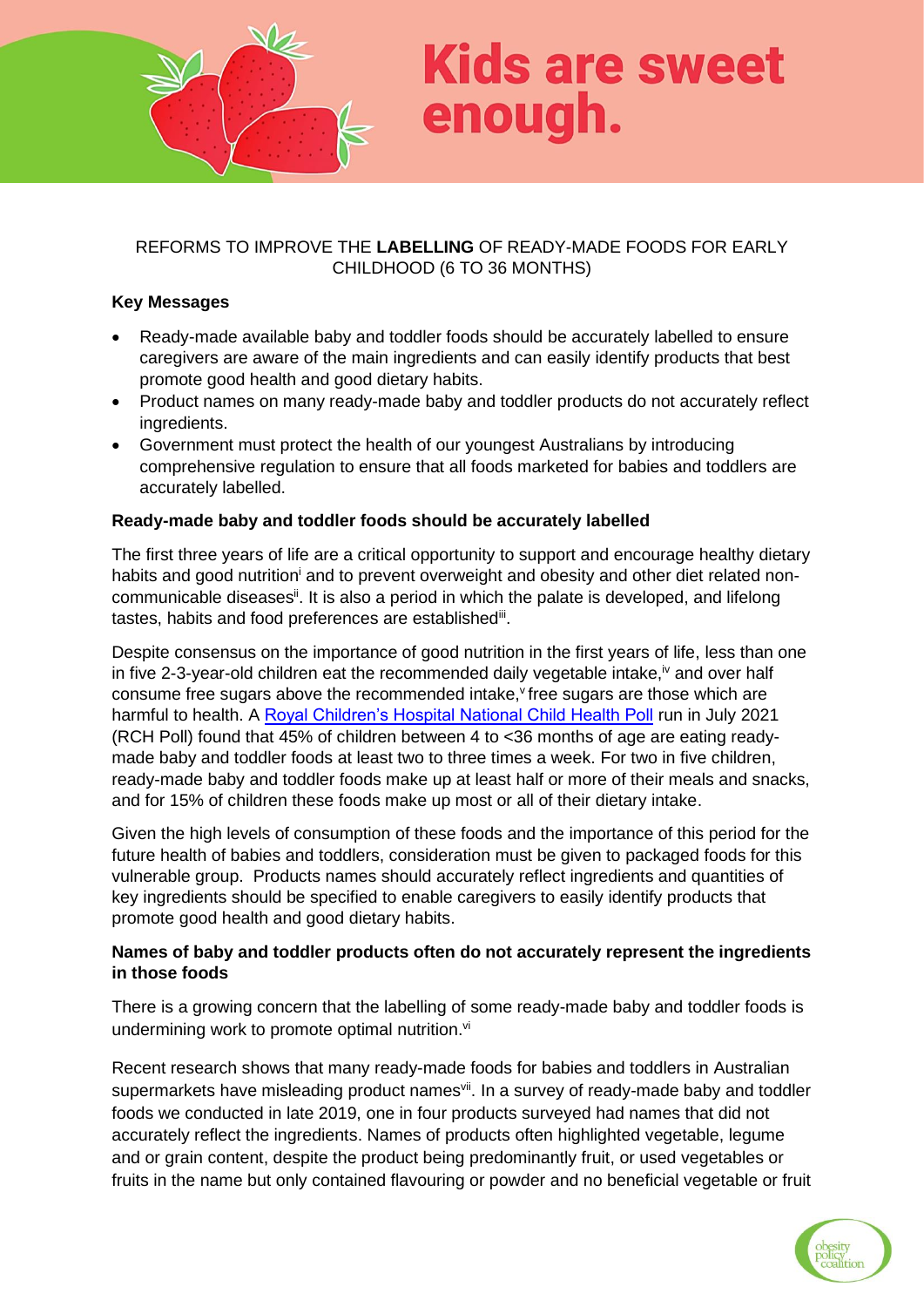# Kids are sweet enough.

REFORMS TO IMPROVE THE **LABELLING** OF READY-MADE FOODS FOR EARLY CHILDHOOD (6 TO 36 MONTHS)

**Key Messages**

- Ready-made available baby and toddler foods should be accurately labelled to ensure caregivers are aware of the main ingredients and can easily identify products that best promote good health and good dietary habits.
- Product names on many ready-made baby and toddler products do not accurately reflect ingredients.
- Government must protect the health of our youngest Australians by introducing comprehensive regulation to ensure that all foods marketed for babies and toddlers are accurately labelled.

**Ready-made baby and toddler foods should be accurately labelled**

The first three years of life are a critical opportunity to support and encourage healthy dietary habits and good nutrition[i] and to prevent overweight and obesity and other diet related non-communicable diseases[ii]. It is also a period in which the palate is developed, and lifelong tastes, habits and food preferences are established[iii].

Despite consensus on the importance of good nutrition in the first years of life, less than one in five 2-3-year-old children eat the recommended daily vegetable intake,[iv] and over half consume free sugars above the recommended intake,[v] free sugars are those which are harmful to health. A Royal Children's Hospital National Child Health Poll run in July 2021 (RCH Poll) found that 45% of children between 4 to <36 months of age are eating ready-made baby and toddler foods at least two to three times a week. For two in five children, ready-made baby and toddler foods make up at least half or more of their meals and snacks, and for 15% of children these foods make up most or all of their dietary intake.

Given the high levels of consumption of these foods and the importance of this period for the future health of babies and toddlers, consideration must be given to packaged foods for this vulnerable group. Products names should accurately reflect ingredients and quantities of key ingredients should be specified to enable caregivers to easily identify products that promote good health and good dietary habits.

**Names of baby and toddler products often do not accurately represent the ingredients in those foods**

There is a growing concern that the labelling of some ready-made baby and toddler foods is undermining work to promote optimal nutrition.[vi]

Recent research shows that many ready-made foods for babies and toddlers in Australian supermarkets have misleading product names[vii]. In a survey of ready-made baby and toddler foods we conducted in late 2019, one in four products surveyed had names that did not accurately reflect the ingredients. Names of products often highlighted vegetable, legume and or grain content, despite the product being predominantly fruit, or used vegetables or fruits in the name but only contained flavouring or powder and no beneficial vegetable or fruit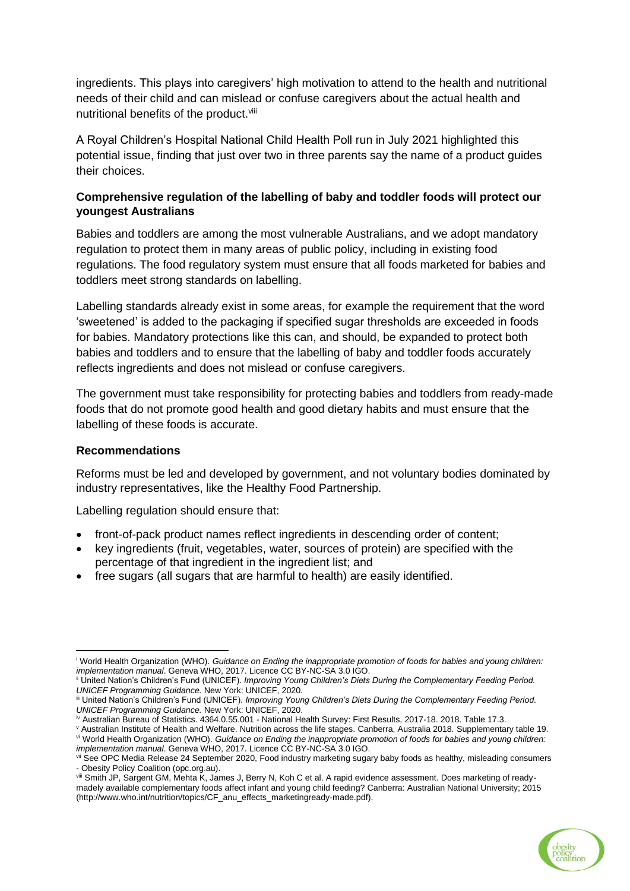ingredients. This plays into caregivers' high motivation to attend to the health and nutritional needs of their child and can mislead or confuse caregivers about the actual health and nutritional benefits of the product.[viii]

A Royal Children's Hospital National Child Health Poll run in July 2021 highlighted this potential issue, finding that just over two in three parents say the name of a product guides their choices.

**Comprehensive regulation of the labelling of baby and toddler foods will protect our youngest Australians**

Babies and toddlers are among the most vulnerable Australians, and we adopt mandatory regulation to protect them in many areas of public policy, including in existing food regulations. The food regulatory system must ensure that all foods marketed for babies and toddlers meet strong standards on labelling.

Labelling standards already exist in some areas, for example the requirement that the word 'sweetened' is added to the packaging if specified sugar thresholds are exceeded in foods for babies. Mandatory protections like this can, and should, be expanded to protect both babies and toddlers and to ensure that the labelling of baby and toddler foods accurately reflects ingredients and does not mislead or confuse caregivers.

The government must take responsibility for protecting babies and toddlers from ready-made foods that do not promote good health and good dietary habits and must ensure that the labelling of these foods is accurate.

**Recommendations**

Reforms must be led and developed by government, and not voluntary bodies dominated by industry representatives, like the Healthy Food Partnership.

Labelling regulation should ensure that:

- front-of-pack product names reflect ingredients in descending order of content;
- key ingredients (fruit, vegetables, water, sources of protein) are specified with the percentage of that ingredient in the ingredient list; and
- free sugars (all sugars that are harmful to health) are easily identified.

---

[i] World Health Organization (WHO). *Guidance on Ending the inappropriate promotion of foods for babies and young children: implementation manual*. Geneva WHO, 2017. Licence CC BY-NC-SA 3.0 IGO.

[ii] United Nation's Children's Fund (UNICEF). *Improving Young Children's Diets During the Complementary Feeding Period. UNICEF Programming Guidance.* New York: UNICEF, 2020.

[iii] United Nation's Children's Fund (UNICEF). *Improving Young Children's Diets During the Complementary Feeding Period. UNICEF Programming Guidance.* New York: UNICEF, 2020.

[iv] Australian Bureau of Statistics. 4364.0.55.001 - National Health Survey: First Results, 2017-18. 2018. Table 17.3.

[v] Australian Institute of Health and Welfare. Nutrition across the life stages. Canberra, Australia 2018. Supplementary table 19.

[vi] World Health Organization (WHO). *Guidance on Ending the inappropriate promotion of foods for babies and young children: implementation manual*. Geneva WHO, 2017. Licence CC BY-NC-SA 3.0 IGO.

[vii] See OPC Media Release 24 September 2020, Food industry marketing sugary baby foods as healthy, misleading consumers - Obesity Policy Coalition (opc.org.au).

[viii] Smith JP, Sargent GM, Mehta K, James J, Berry N, Koh C et al. A rapid evidence assessment. Does marketing of ready-madely available complementary foods affect infant and young child feeding? Canberra: Australian National University; 2015 (http://www.who.int/nutrition/topics/CF_anu_effects_marketingready-made.pdf).